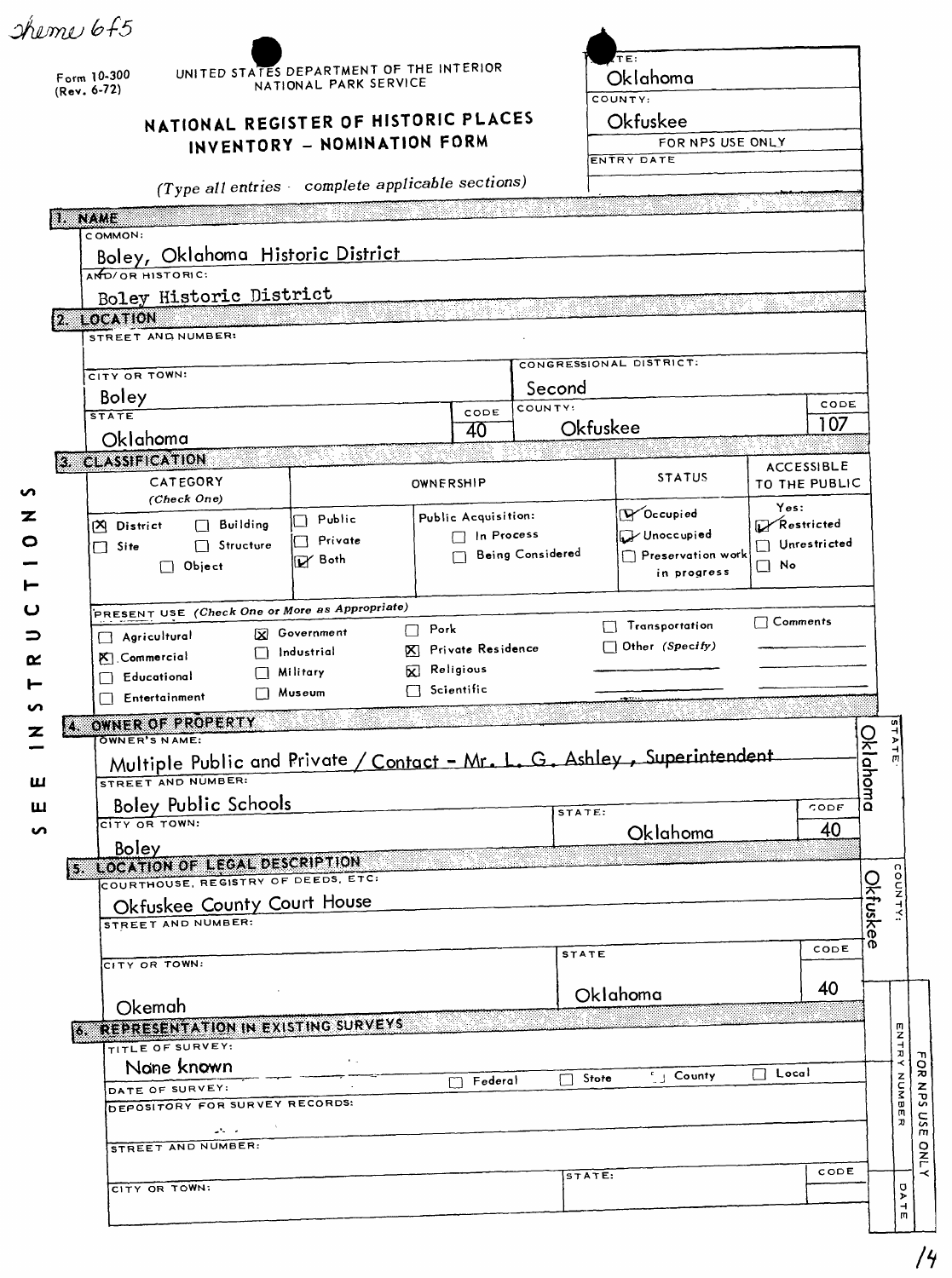Theme 6f5

Form 10-300
(Rev. 6-72)

UNITED STATES DEPARTMENT OF THE INTERIOR
NATIONAL PARK SERVICE

# NATIONAL REGISTER OF HISTORIC PLACES
# INVENTORY – NOMINATION FORM

*(Type all entries – complete applicable sections)*

STATE: Oklahoma
COUNTY: Okfuskee
FOR NPS USE ONLY
ENTRY DATE

## 1. NAME

COMMON:
Boley, Oklahoma Historic District

AND/OR HISTORIC:
Boley Historic District

## 2. LOCATION

STREET AND NUMBER:

CITY OR TOWN: Boley

CONGRESSIONAL DISTRICT: Second

STATE: Oklahoma — CODE: 40

COUNTY: Okfuskee — CODE: 107

## 3. CLASSIFICATION

| CATEGORY (Check One) | OWNERSHIP | | STATUS | ACCESSIBLE TO THE PUBLIC |
|---|---|---|---|---|
| ☒ District ☐ Building ☐ Site ☐ Structure ☐ Object | ☐ Public ☐ Private ☒ Both | Public Acquisition: ☐ In Process ☐ Being Considered | ☒ Occupied ☒ Unoccupied ☐ Preservation work in progress | Yes: ☒ Restricted ☐ Unrestricted ☐ No |

PRESENT USE *(Check One or More as Appropriate)*

| | | | | |
|---|---|---|---|---|
| ☐ Agricultural | ☒ Government | ☐ Park | ☐ Transportation | ☐ Comments |
| ☒ Commercial | ☐ Industrial | ☒ Private Residence | ☐ Other (Specify) | |
| ☐ Educational | ☐ Military | ☒ Religious | | |
| ☐ Entertainment | ☐ Museum | ☐ Scientific | | |

SEE INSTRUCTIONS

## 4. OWNER OF PROPERTY

OWNER'S NAME:
Multiple Public and Private / Contact – Mr. L. G. Ashley, Superintendent

STREET AND NUMBER:
Boley Public Schools

CITY OR TOWN: Boley

STATE: Oklahoma — CODE: 40

## 5. LOCATION OF LEGAL DESCRIPTION

COURTHOUSE, REGISTRY OF DEEDS, ETC:
Okfuskee County Court House

STREET AND NUMBER:

CITY OR TOWN: Okemah

STATE: Oklahoma — CODE: 40

STATE: Oklahoma
COUNTY: Okfuskee

## 6. REPRESENTATION IN EXISTING SURVEYS

TITLE OF SURVEY:
None known

DATE OF SURVEY: ☐ Federal ☐ State ☐ County ☐ Local

DEPOSITORY FOR SURVEY RECORDS:

STREET AND NUMBER:

CITY OR TOWN:

STATE:

CODE

FOR NPS USE ONLY — ENTRY NUMBER — DATE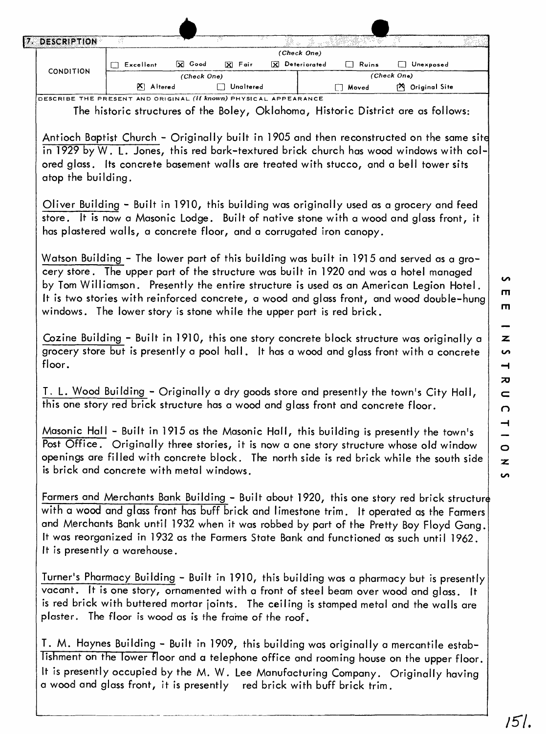## 7. DESCRIPTION

| CONDITION | (Check One) | | | | | |
|---|---|---|---|---|---|---|
| | ☐ Excellent | ☒ Good | ☒ Fair | ☒ Deteriorated | ☐ Ruins | ☐ Unexposed |
| | (Check One) | | | (Check One) | | |
| | ☒ Altered | ☐ Unaltered | | ☐ Moved | ☒ Original Site | |

DESCRIBE THE PRESENT AND ORIGINAL *(if known)* PHYSICAL APPEARANCE

The historic structures of the Boley, Oklahoma, Historic District are as follows:

Antioch Baptist Church - Originally built in 1905 and then reconstructed on the same site in 1929 by W. L. Jones, this red bark-textured brick church has wood windows with colored glass. Its concrete basement walls are treated with stucco, and a bell tower sits atop the building.

Oliver Building - Built in 1910, this building was originally used as a grocery and feed store. It is now a Masonic Lodge. Built of native stone with a wood and glass front, it has plastered walls, a concrete floor, and a corrugated iron canopy.

Watson Building - The lower part of this building was built in 1915 and served as a grocery store. The upper part of the structure was built in 1920 and was a hotel managed by Tom Williamson. Presently the entire structure is used as an American Legion Hotel. It is two stories with reinforced concrete, a wood and glass front, and wood double-hung windows. The lower story is stone while the upper part is red brick.

Cozine Building - Built in 1910, this one story concrete block structure was originally a grocery store but is presently a pool hall. It has a wood and glass front with a concrete floor.

T. L. Wood Building - Originally a dry goods store and presently the town's City Hall, this one story red brick structure has a wood and glass front and concrete floor.

Masonic Hall - Built in 1915 as the Masonic Hall, this building is presently the town's Post Office. Originally three stories, it is now a one story structure whose old window openings are filled with concrete block. The north side is red brick while the south side is brick and concrete with metal windows.

Farmers and Merchants Bank Building - Built about 1920, this one story red brick structure with a wood and glass front has buff brick and limestone trim. It operated as the Farmers and Merchants Bank until 1932 when it was robbed by part of the Pretty Boy Floyd Gang. It was reorganized in 1932 as the Farmers State Bank and functioned as such until 1962. It is presently a warehouse.

Turner's Pharmacy Building - Built in 1910, this building was a pharmacy but is presently vacant. It is one story, ornamented with a front of steel beam over wood and glass. It is red brick with buttered mortar joints. The ceiling is stamped metal and the walls are plaster. The floor is wood as is the frame of the roof.

T. M. Haynes Building - Built in 1909, this building was originally a mercantile establishment on the lower floor and a telephone office and rooming house on the upper floor. It is presently occupied by the M. W. Lee Manufacturing Company. Originally having a wood and glass front, it is presently red brick with buff brick trim.

SEE INSTRUCTIONS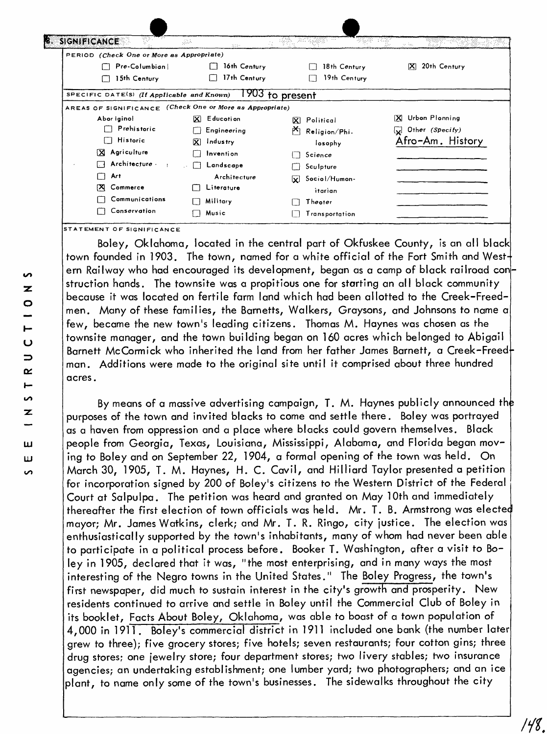## 8. SIGNIFICANCE

**PERIOD** *(Check One or More as Appropriate)*

| | | | |
|---|---|---|---|
| ☐ Pre-Columbian | ☐ 16th Century | ☐ 18th Century | ☒ 20th Century |
| ☐ 15th Century | ☐ 17th Century | ☐ 19th Century | |

**SPECIFIC DATE(S)** *(If Applicable and Known)* 1903 to present

**AREAS OF SIGNIFICANCE** *(Check One or More as Appropriate)*

| | | | |
|---|---|---|---|
| Aboriginal | ☒ Education | ☒ Political | ☒ Urban Planning |
| ☐ Prehistoric | ☐ Engineering | ☒ Religion/Philosophy | ☒ Other *(Specify)* |
| ☐ Historic | ☒ Industry | ☐ Science | Afro-Am. History |
| ☒ Agriculture | ☐ Invention | ☐ Sculpture | |
| ☐ Architecture | ☐ Landscape Architecture | ☒ Social/Humanitarian | |
| ☐ Art | ☐ Literature | ☐ Theater | |
| ☒ Commerce | ☐ Military | ☐ Transportation | |
| ☐ Communications | ☐ Music | | |
| ☐ Conservation | | | |

**STATEMENT OF SIGNIFICANCE**

Boley, Oklahoma, located in the central part of Okfuskee County, is an all black town founded in 1903. The town, named for a white official of the Fort Smith and Western Railway who had encouraged its development, began as a camp of black railroad construction hands. The townsite was a propitious one for starting an all black community because it was located on fertile farm land which had been allotted to the Creek-Freedmen. Many of these families, the Barnetts, Walkers, Graysons, and Johnsons to name a few, became the new town's leading citizens. Thomas M. Haynes was chosen as the townsite manager, and the town building began on 160 acres which belonged to Abigail Barnett McCormick who inherited the land from her father James Barnett, a Creek-Freedman. Additions were made to the original site until it comprised about three hundred acres.

By means of a massive advertising campaign, T. M. Haynes publicly announced the purposes of the town and invited blacks to come and settle there. Boley was portrayed as a haven from oppression and a place where blacks could govern themselves. Black people from Georgia, Texas, Louisiana, Mississippi, Alabama, and Florida began moving to Boley and on September 22, 1904, a formal opening of the town was held. On March 30, 1905, T. M. Haynes, H. C. Cavil, and Hilliard Taylor presented a petition for incorporation signed by 200 of Boley's citizens to the Western District of the Federal Court at Salpulpa. The petition was heard and granted on May 10th and immediately thereafter the first election of town officials was held. Mr. T. B. Armstrong was elected mayor; Mr. James Watkins, clerk; and Mr. T. R. Ringo, city justice. The election was enthusiastically supported by the town's inhabitants, many of whom had never been able to participate in a political process before. Booker T. Washington, after a visit to Boley in 1905, declared that it was, "the most enterprising, and in many ways the most interesting of the Negro towns in the United States." The Boley Progress, the town's first newspaper, did much to sustain interest in the city's growth and prosperity. New residents continued to arrive and settle in Boley until the Commercial Club of Boley in its booklet, Facts About Boley, Oklahoma, was able to boast of a town population of 4,000 in 1911. Boley's commercial district in 1911 included one bank (the number later grew to three); five grocery stores; five hotels; seven restaurants; four cotton gins; three drug stores; one jewelry store; four department stores; two livery stables; two insurance agencies; an undertaking establishment; one lumber yard; two photographers; and an ice plant, to name only some of the town's businesses. The sidewalks throughout the city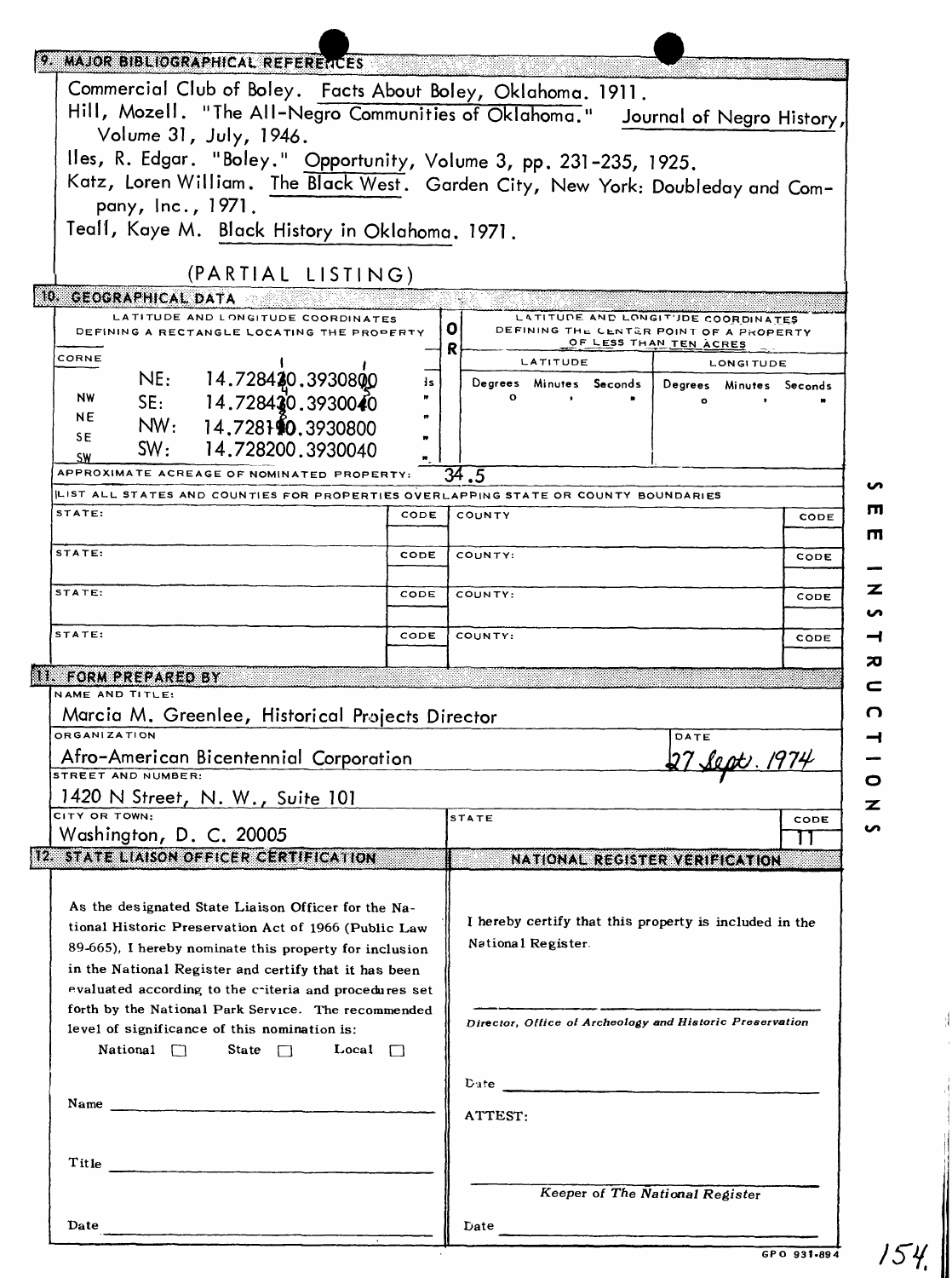## 9. MAJOR BIBLIOGRAPHICAL REFERENCES

Commercial Club of Boley. Facts About Boley, Oklahoma. 1911.

Hill, Mozell. "The All-Negro Communities of Oklahoma." Journal of Negro History, Volume 31, July, 1946.

Iles, R. Edgar. "Boley." Opportunity, Volume 3, pp. 231-235, 1925.

Katz, Loren William. The Black West. Garden City, New York: Doubleday and Company, Inc., 1971.

Teall, Kaye M. Black History in Oklahoma. 1971.

(PARTIAL LISTING)

## 10. GEOGRAPHICAL DATA

| LATITUDE AND LONGITUDE COORDINATES DEFINING A RECTANGLE LOCATING THE PROPERTY | | OR | LATITUDE AND LONGITUDE COORDINATES DEFINING THE CENTER POINT OF A PROPERTY OF LESS THAN TEN ACRES | |
|---|---|---|---|---|
| CORNER | | | LATITUDE | LONGITUDE |
| NE: | 14.728430.3930800 | | Degrees ° Minutes ' Seconds " | Degrees ° Minutes ' Seconds " |
| SE: | 14.728430.3930040 | | | |
| NW: | 14.728190.3930800 | | | |
| SW: | 14.728200.3930040 | | | |

APPROXIMATE ACREAGE OF NOMINATED PROPERTY: 34.5

LIST ALL STATES AND COUNTIES FOR PROPERTIES OVERLAPPING STATE OR COUNTY BOUNDARIES

| STATE: | CODE | COUNTY | CODE |
|---|---|---|---|
| STATE: | CODE | COUNTY: | CODE |
| STATE: | CODE | COUNTY: | CODE |
| STATE: | CODE | COUNTY: | CODE |

## 11. FORM PREPARED BY

NAME AND TITLE:
Marcia M. Greenlee, Historical Projects Director

ORGANIZATION:
Afro-American Bicentennial Corporation

DATE:
27 Sept. 1974

STREET AND NUMBER:
1420 N Street, N. W., Suite 101

CITY OR TOWN:
Washington, D. C. 20005

STATE: | CODE: 11

## 12. STATE LIAISON OFFICER CERTIFICATION

As the designated State Liaison Officer for the National Historic Preservation Act of 1966 (Public Law 89-665), I hereby nominate this property for inclusion in the National Register and certify that it has been evaluated according to the criteria and procedures set forth by the National Park Service. The recommended level of significance of this nomination is:

National ☐ State ☐ Local ☐

Name ______________________

Title ______________________

Date ______________________

## NATIONAL REGISTER VERIFICATION

I hereby certify that this property is included in the National Register.

______________________
*Director, Office of Archeology and Historic Preservation*

Date ______________________

ATTEST:

______________________
*Keeper of The National Register*

Date ______________________

SEE INSTRUCTIONS

GPO 931-894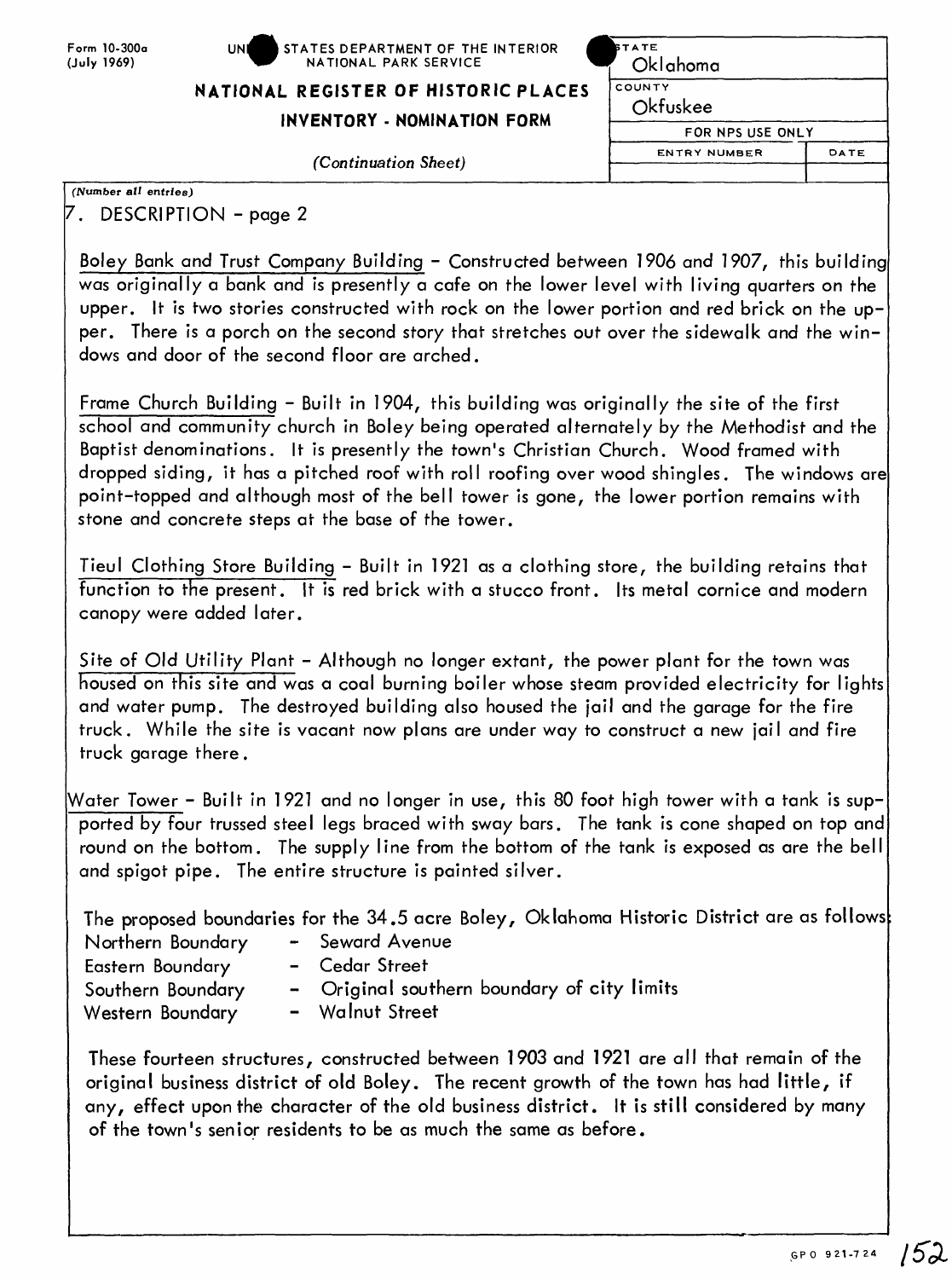Form 10-300a
(July 1969)

UNITED STATES DEPARTMENT OF THE INTERIOR
NATIONAL PARK SERVICE

**NATIONAL REGISTER OF HISTORIC PLACES**

**INVENTORY - NOMINATION FORM**

*(Continuation Sheet)*

| STATE | |
|---|---|
| Oklahoma | |
| COUNTY | |
| Okfuskee | |
| FOR NPS USE ONLY | |
| ENTRY NUMBER | DATE |
| | |

*(Number all entries)*

7. DESCRIPTION - page 2

Boley Bank and Trust Company Building - Constructed between 1906 and 1907, this building was originally a bank and is presently a cafe on the lower level with living quarters on the upper. It is two stories constructed with rock on the lower portion and red brick on the upper. There is a porch on the second story that stretches out over the sidewalk and the windows and door of the second floor are arched.

Frame Church Building - Built in 1904, this building was originally the site of the first school and community church in Boley being operated alternately by the Methodist and the Baptist denominations. It is presently the town's Christian Church. Wood framed with dropped siding, it has a pitched roof with roll roofing over wood shingles. The windows are point-topped and although most of the bell tower is gone, the lower portion remains with stone and concrete steps at the base of the tower.

Tieul Clothing Store Building - Built in 1921 as a clothing store, the building retains that function to the present. It is red brick with a stucco front. Its metal cornice and modern canopy were added later.

Site of Old Utility Plant - Although no longer extant, the power plant for the town was housed on this site and was a coal burning boiler whose steam provided electricity for lights and water pump. The destroyed building also housed the jail and the garage for the fire truck. While the site is vacant now plans are under way to construct a new jail and fire truck garage there.

Water Tower - Built in 1921 and no longer in use, this 80 foot high tower with a tank is supported by four trussed steel legs braced with sway bars. The tank is cone shaped on top and round on the bottom. The supply line from the bottom of the tank is exposed as are the bell and spigot pipe. The entire structure is painted silver.

The proposed boundaries for the 34.5 acre Boley, Oklahoma Historic District are as follows:

- Northern Boundary - Seward Avenue
- Eastern Boundary - Cedar Street
- Southern Boundary - Original southern boundary of city limits
- Western Boundary - Walnut Street

These fourteen structures, constructed between 1903 and 1921 are all that remain of the original business district of old Boley. The recent growth of the town has had little, if any, effect upon the character of the old business district. It is still considered by many of the town's senior residents to be as much the same as before.

GPO 921-724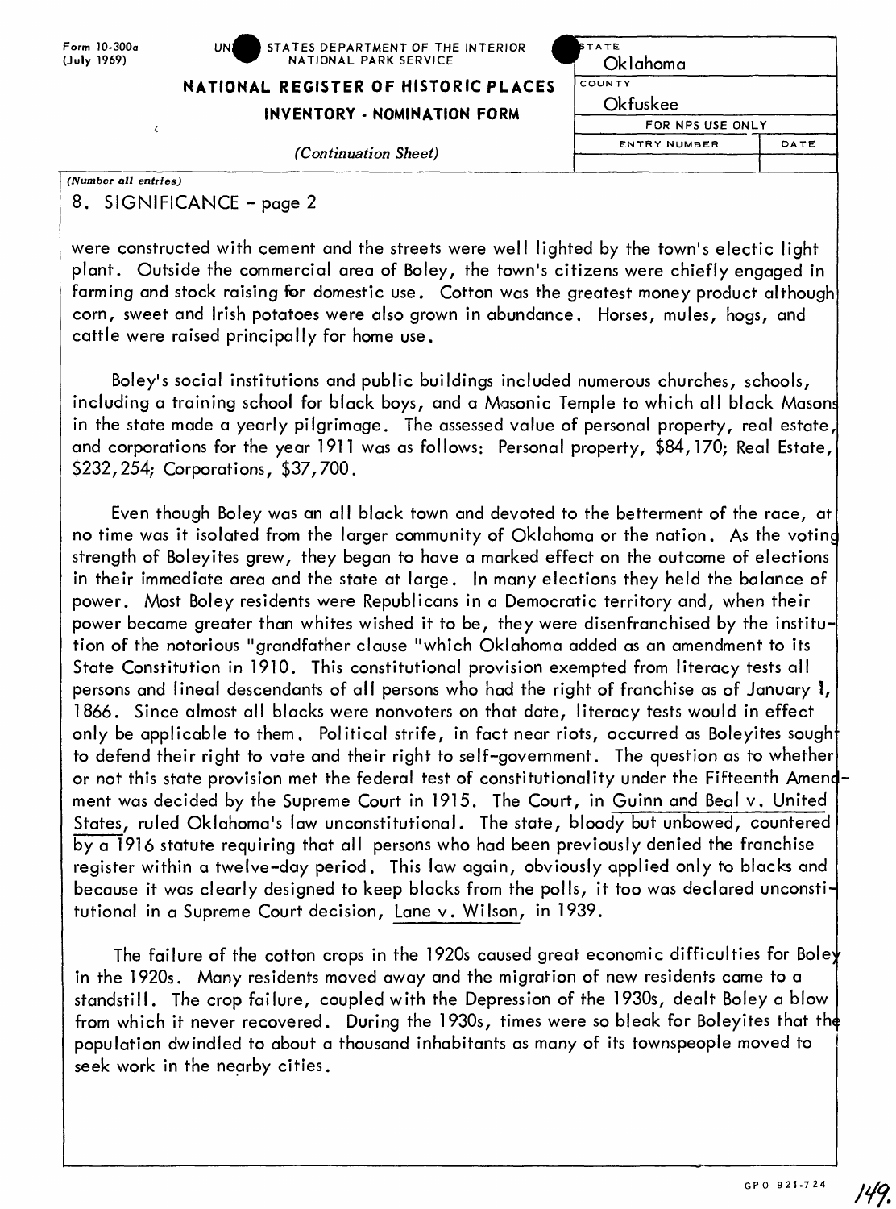8. SIGNIFICANCE - page 2

were constructed with cement and the streets were well lighted by the town's electic light plant. Outside the commercial area of Boley, the town's citizens were chiefly engaged in farming and stock raising for domestic use. Cotton was the greatest money product although corn, sweet and Irish potatoes were also grown in abundance. Horses, mules, hogs, and cattle were raised principally for home use.

Boley's social institutions and public buildings included numerous churches, schools, including a training school for black boys, and a Masonic Temple to which all black Masons in the state made a yearly pilgrimage. The assessed value of personal property, real estate, and corporations for the year 1911 was as follows: Personal property, $84,170; Real Estate, $232,254; Corporations, $37,700.

Even though Boley was an all black town and devoted to the betterment of the race, at no time was it isolated from the larger community of Oklahoma or the nation. As the voting strength of Boleyites grew, they began to have a marked effect on the outcome of elections in their immediate area and the state at large. In many elections they held the balance of power. Most Boley residents were Republicans in a Democratic territory and, when their power became greater than whites wished it to be, they were disenfranchised by the institution of the notorious "grandfather clause "which Oklahoma added as an amendment to its State Constitution in 1910. This constitutional provision exempted from literacy tests all persons and lineal descendants of all persons who had the right of franchise as of January 1, 1866. Since almost all blacks were nonvoters on that date, literacy tests would in effect only be applicable to them. Political strife, in fact near riots, occurred as Boleyites sought to defend their right to vote and their right to self-government. The question as to whether or not this state provision met the federal test of constitutionality under the Fifteenth Amendment was decided by the Supreme Court in 1915. The Court, in Guinn and Beal v. United States, ruled Oklahoma's law unconstitutional. The state, bloody but unbowed, countered by a 1916 statute requiring that all persons who had been previously denied the franchise register within a twelve-day period. This law again, obviously applied only to blacks and because it was clearly designed to keep blacks from the polls, it too was declared unconstitutional in a Supreme Court decision, Lane v. Wilson, in 1939.

The failure of the cotton crops in the 1920s caused great economic difficulties for Boley in the 1920s. Many residents moved away and the migration of new residents came to a standstill. The crop failure, coupled with the Depression of the 1930s, dealt Boley a blow from which it never recovered. During the 1930s, times were so bleak for Boleyites that the population dwindled to about a thousand inhabitants as many of its townspeople moved to seek work in the nearby cities.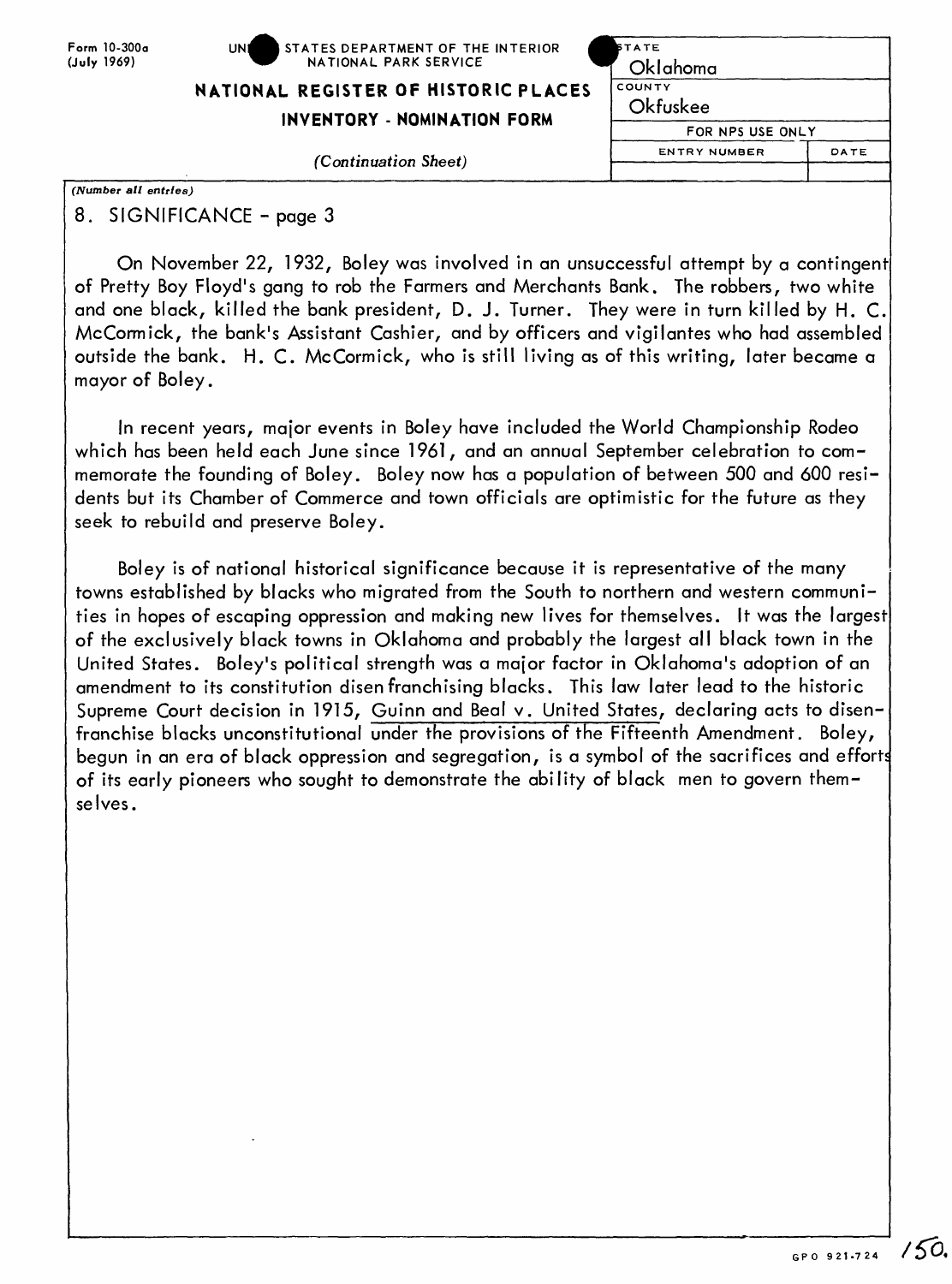Form 10-300a
(July 1969)

UNITED STATES DEPARTMENT OF THE INTERIOR
NATIONAL PARK SERVICE

## NATIONAL REGISTER OF HISTORIC PLACES
## INVENTORY - NOMINATION FORM

*(Continuation Sheet)*

| STATE | |
|---|---|
| Oklahoma | |
| COUNTY | |
| Okfuskee | |
| FOR NPS USE ONLY | |
| ENTRY NUMBER | DATE |
| | |

*(Number all entries)*

### 8. SIGNIFICANCE - page 3

On November 22, 1932, Boley was involved in an unsuccessful attempt by a contingent of Pretty Boy Floyd's gang to rob the Farmers and Merchants Bank. The robbers, two white and one black, killed the bank president, D. J. Turner. They were in turn killed by H. C. McCormick, the bank's Assistant Cashier, and by officers and vigilantes who had assembled outside the bank. H. C. McCormick, who is still living as of this writing, later became a mayor of Boley.

In recent years, major events in Boley have included the World Championship Rodeo which has been held each June since 1961, and an annual September celebration to commemorate the founding of Boley. Boley now has a population of between 500 and 600 residents but its Chamber of Commerce and town officials are optimistic for the future as they seek to rebuild and preserve Boley.

Boley is of national historical significance because it is representative of the many towns established by blacks who migrated from the South to northern and western communities in hopes of escaping oppression and making new lives for themselves. It was the largest of the exclusively black towns in Oklahoma and probably the largest all black town in the United States. Boley's political strength was a major factor in Oklahoma's adoption of an amendment to its constitution disenfranchising blacks. This law later lead to the historic Supreme Court decision in 1915, Guinn and Beal v. United States, declaring acts to disenfranchise blacks unconstitutional under the provisions of the Fifteenth Amendment. Boley, begun in an era of black oppression and segregation, is a symbol of the sacrifices and efforts of its early pioneers who sought to demonstrate the ability of black men to govern themselves.

GPO 921-724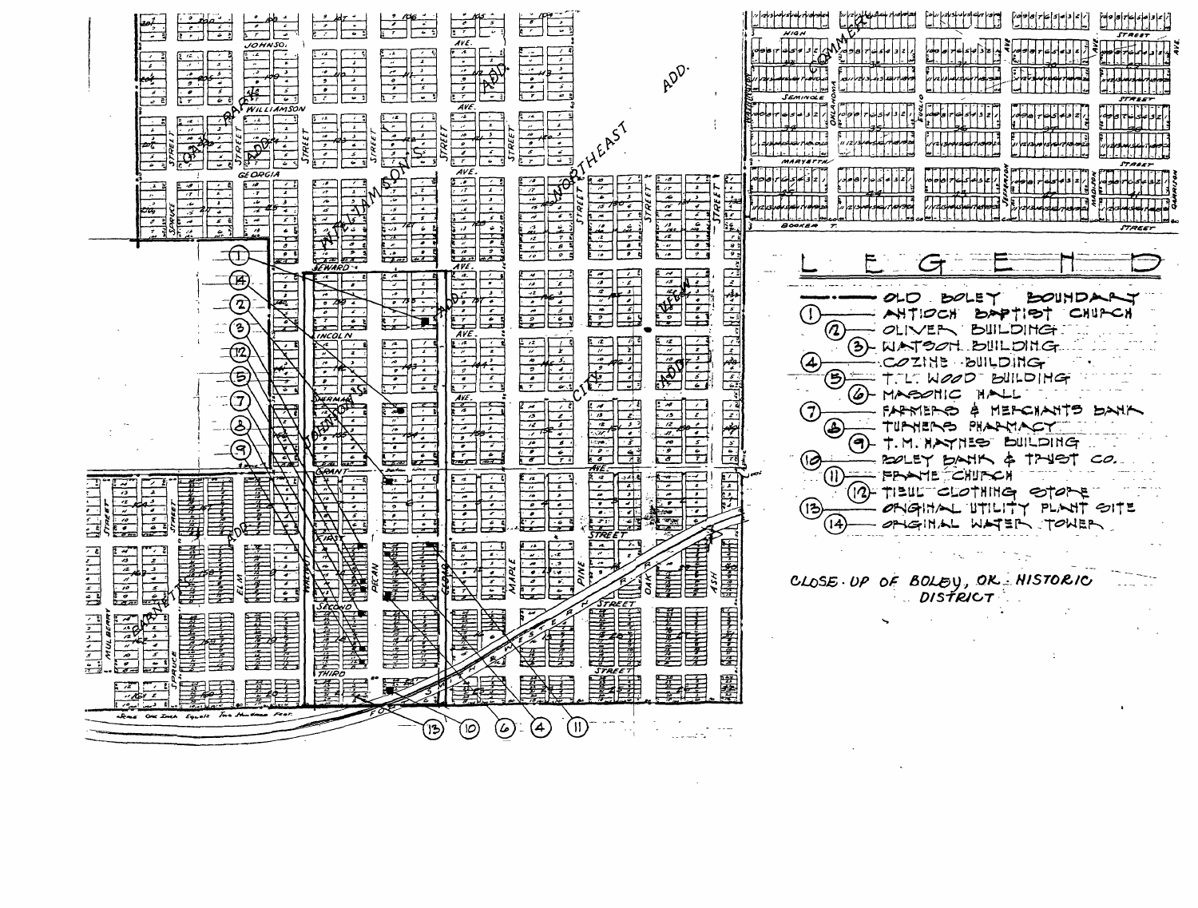LEGEND

- OLD BOLEY BOUNDARY
- ① ANTIOCH BAPTIST CHURCH
- ② OLIVER BUILDING
- ③ WATSON BUILDING
- ④ COZINE BUILDING
- ⑤ T. L. WOOD BUILDING
- ⑥ MASONIC HALL
- ⑦ FARMERS & MERCHANTS BANK
- ⑧ TURNERS PHARMACY
- ⑨ T. M. HAYNES BUILDING
- ⑩ BOLEY BANK & TRUST CO.
- ⑪ FRAME CHURCH
- ⑫ TIBUL CLOTHING STORE
- ⑬ ORIGINAL UTILITY PLANT SITE
- ⑭ ORIGINAL WATER TOWER

CLOSE-UP OF BOLEY, OK. HISTORIC DISTRICT

Scale One Inch Equals Two Hundred Feet